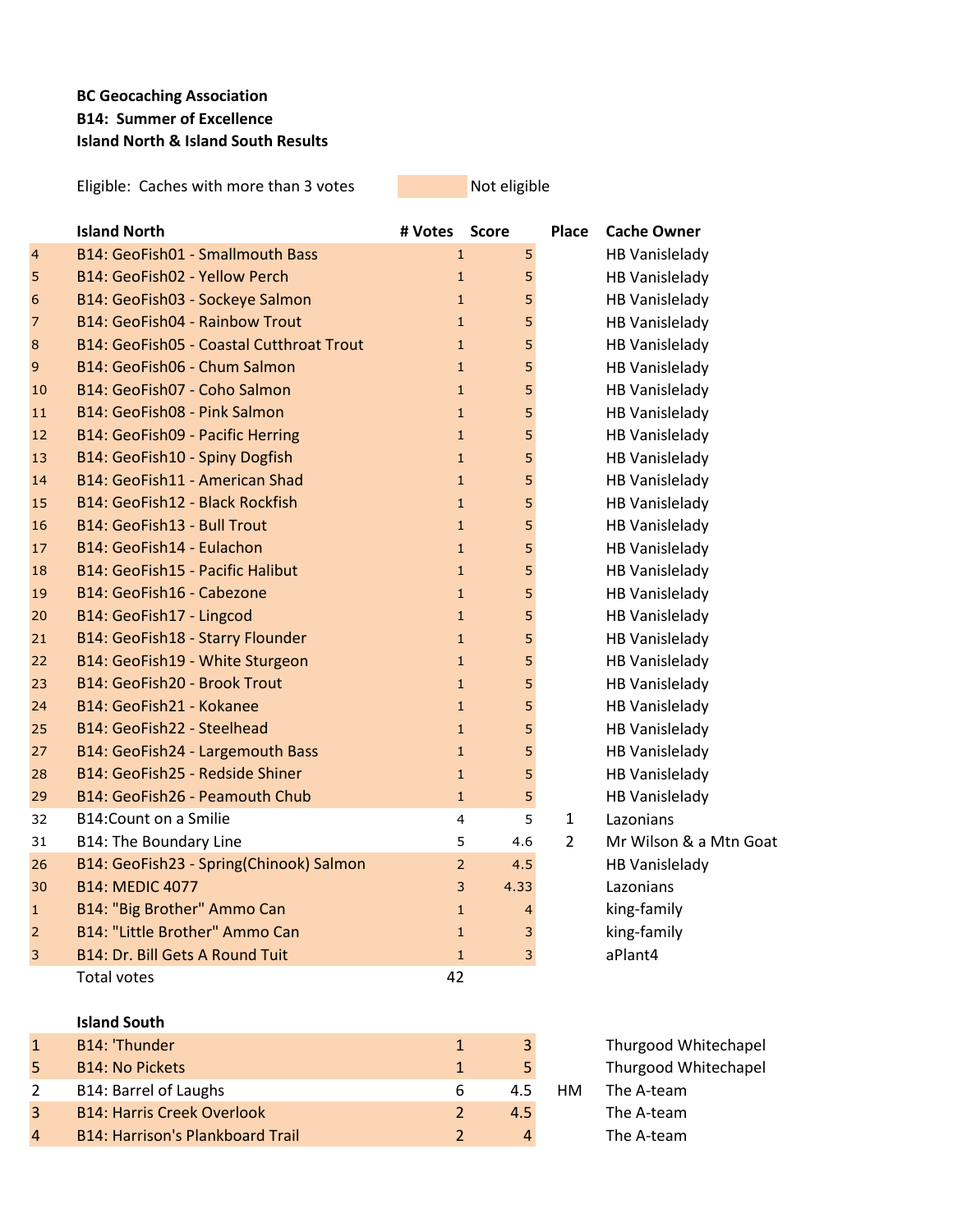**BC Geocaching Association**
**B14: Summer of Excellence**
**Island North & Island South Results**

Eligible: Caches with more than 3 votes | Not eligible (shaded)

| | **Island North** | **# Votes** | **Score** | **Place** | **Cache Owner** |
|---|---|---|---|---|---|
| 4 | B14: GeoFish01 - Smallmouth Bass | 1 | 5 | | HB Vanislelady |
| 5 | B14: GeoFish02 - Yellow Perch | 1 | 5 | | HB Vanislelady |
| 6 | B14: GeoFish03 - Sockeye Salmon | 1 | 5 | | HB Vanislelady |
| 7 | B14: GeoFish04 - Rainbow Trout | 1 | 5 | | HB Vanislelady |
| 8 | B14: GeoFish05 - Coastal Cutthroat Trout | 1 | 5 | | HB Vanislelady |
| 9 | B14: GeoFish06 - Chum Salmon | 1 | 5 | | HB Vanislelady |
| 10 | B14: GeoFish07 - Coho Salmon | 1 | 5 | | HB Vanislelady |
| 11 | B14: GeoFish08 - Pink Salmon | 1 | 5 | | HB Vanislelady |
| 12 | B14: GeoFish09 - Pacific Herring | 1 | 5 | | HB Vanislelady |
| 13 | B14: GeoFish10 - Spiny Dogfish | 1 | 5 | | HB Vanislelady |
| 14 | B14: GeoFish11 - American Shad | 1 | 5 | | HB Vanislelady |
| 15 | B14: GeoFish12 - Black Rockfish | 1 | 5 | | HB Vanislelady |
| 16 | B14: GeoFish13 - Bull Trout | 1 | 5 | | HB Vanislelady |
| 17 | B14: GeoFish14 - Eulachon | 1 | 5 | | HB Vanislelady |
| 18 | B14: GeoFish15 - Pacific Halibut | 1 | 5 | | HB Vanislelady |
| 19 | B14: GeoFish16 - Cabezone | 1 | 5 | | HB Vanislelady |
| 20 | B14: GeoFish17 - Lingcod | 1 | 5 | | HB Vanislelady |
| 21 | B14: GeoFish18 - Starry Flounder | 1 | 5 | | HB Vanislelady |
| 22 | B14: GeoFish19 - White Sturgeon | 1 | 5 | | HB Vanislelady |
| 23 | B14: GeoFish20 - Brook Trout | 1 | 5 | | HB Vanislelady |
| 24 | B14: GeoFish21 - Kokanee | 1 | 5 | | HB Vanislelady |
| 25 | B14: GeoFish22 - Steelhead | 1 | 5 | | HB Vanislelady |
| 27 | B14: GeoFish24 - Largemouth Bass | 1 | 5 | | HB Vanislelady |
| 28 | B14: GeoFish25 - Redside Shiner | 1 | 5 | | HB Vanislelady |
| 29 | B14: GeoFish26 - Peamouth Chub | 1 | 5 | | HB Vanislelady |
| 32 | B14:Count on a Smilie | 4 | 5 | 1 | Lazonians |
| 31 | B14: The Boundary Line | 5 | 4.6 | 2 | Mr Wilson & a Mtn Goat |
| 26 | B14: GeoFish23 - Spring(Chinook) Salmon | 2 | 4.5 | | HB Vanislelady |
| 30 | B14: MEDIC 4077 | 3 | 4.33 | | Lazonians |
| 1 | B14: "Big Brother" Ammo Can | 1 | 4 | | king-family |
| 2 | B14: "Little Brother" Ammo Can | 1 | 3 | | king-family |
| 3 | B14: Dr. Bill Gets A Round Tuit | 1 | 3 | | aPlant4 |
| | Total votes | 42 | | | |

| | **Island South** | **# Votes** | **Score** | **Place** | **Cache Owner** |
|---|---|---|---|---|---|
| 1 | B14: 'Thunder | 1 | 3 | | Thurgood Whitechapel |
| 5 | B14: No Pickets | 1 | 5 | | Thurgood Whitechapel |
| 2 | B14: Barrel of Laughs | 6 | 4.5 | HM | The A-team |
| 3 | B14: Harris Creek Overlook | 2 | 4.5 | | The A-team |
| 4 | B14: Harrison's Plankboard Trail | 2 | 4 | | The A-team |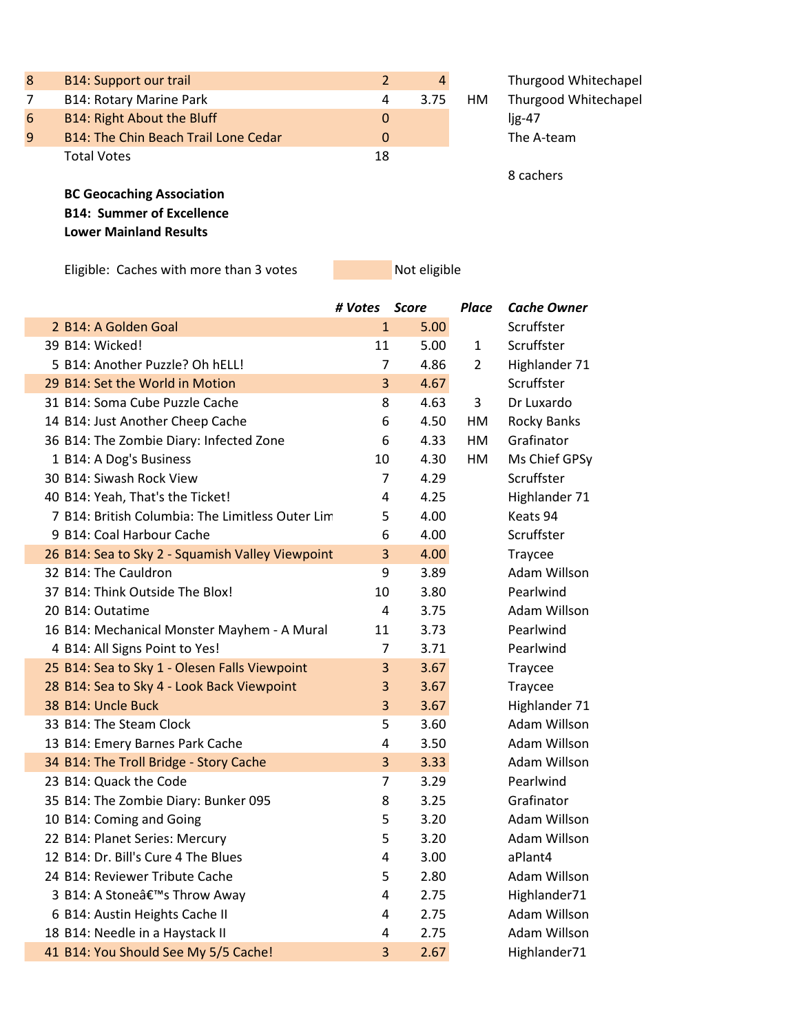| | | # Votes | Score | Place | Cache Owner |
|---|---|---|---|---|---|
| 8 | B14: Support our trail | 2 | 4 | | Thurgood Whitechapel |
| 7 | B14: Rotary Marine Park | 4 | 3.75 | HM | Thurgood Whitechapel |
| 6 | B14: Right About the Bluff | 0 | | | ljg-47 |
| 9 | B14: The Chin Beach Trail Lone Cedar | 0 | | | The A-team |
| | Total Votes | 18 | | | |
| | | | | | 8 cachers |

**BC Geocaching Association**
**B14: Summer of Excellence**
**Lower Mainland Results**

Eligible: Caches with more than 3 votes | Not eligible

| | | *# Votes* | *Score* | *Place* | *Cache Owner* |
|---|---|---|---|---|---|
| 2 | B14: A Golden Goal | 1 | 5.00 | | Scruffster |
| 39 | B14: Wicked! | 11 | 5.00 | 1 | Scruffster |
| 5 | B14: Another Puzzle? Oh hELL! | 7 | 4.86 | 2 | Highlander 71 |
| 29 | B14: Set the World in Motion | 3 | 4.67 | | Scruffster |
| 31 | B14: Soma Cube Puzzle Cache | 8 | 4.63 | 3 | Dr Luxardo |
| 14 | B14: Just Another Cheep Cache | 6 | 4.50 | HM | Rocky Banks |
| 36 | B14: The Zombie Diary: Infected Zone | 6 | 4.33 | HM | Grafinator |
| 1 | B14: A Dog's Business | 10 | 4.30 | HM | Ms Chief GPSy |
| 30 | B14: Siwash Rock View | 7 | 4.29 | | Scruffster |
| 40 | B14: Yeah, That's the Ticket! | 4 | 4.25 | | Highlander 71 |
| 7 | B14: British Columbia: The Limitless Outer Lim | 5 | 4.00 | | Keats 94 |
| 9 | B14: Coal Harbour Cache | 6 | 4.00 | | Scruffster |
| 26 | B14: Sea to Sky 2 - Squamish Valley Viewpoint | 3 | 4.00 | | Traycee |
| 32 | B14: The Cauldron | 9 | 3.89 | | Adam Willson |
| 37 | B14: Think Outside The Blox! | 10 | 3.80 | | Pearlwind |
| 20 | B14: Outatime | 4 | 3.75 | | Adam Willson |
| 16 | B14: Mechanical Monster Mayhem - A Mural | 11 | 3.73 | | Pearlwind |
| 4 | B14: All Signs Point to Yes! | 7 | 3.71 | | Pearlwind |
| 25 | B14: Sea to Sky 1 - Olesen Falls Viewpoint | 3 | 3.67 | | Traycee |
| 28 | B14: Sea to Sky 4 - Look Back Viewpoint | 3 | 3.67 | | Traycee |
| 38 | B14: Uncle Buck | 3 | 3.67 | | Highlander 71 |
| 33 | B14: The Steam Clock | 5 | 3.60 | | Adam Willson |
| 13 | B14: Emery Barnes Park Cache | 4 | 3.50 | | Adam Willson |
| 34 | B14: The Troll Bridge - Story Cache | 3 | 3.33 | | Adam Willson |
| 23 | B14: Quack the Code | 7 | 3.29 | | Pearlwind |
| 35 | B14: The Zombie Diary: Bunker 095 | 8 | 3.25 | | Grafinator |
| 10 | B14: Coming and Going | 5 | 3.20 | | Adam Willson |
| 22 | B14: Planet Series: Mercury | 5 | 3.20 | | Adam Willson |
| 12 | B14: Dr. Bill's Cure 4 The Blues | 4 | 3.00 | | aPlant4 |
| 24 | B14: Reviewer Tribute Cache | 5 | 2.80 | | Adam Willson |
| 3 | B14: A Stoneâ€™s Throw Away | 4 | 2.75 | | Highlander71 |
| 6 | B14: Austin Heights Cache II | 4 | 2.75 | | Adam Willson |
| 18 | B14: Needle in a Haystack II | 4 | 2.75 | | Adam Willson |
| 41 | B14: You Should See My 5/5 Cache! | 3 | 2.67 | | Highlander71 |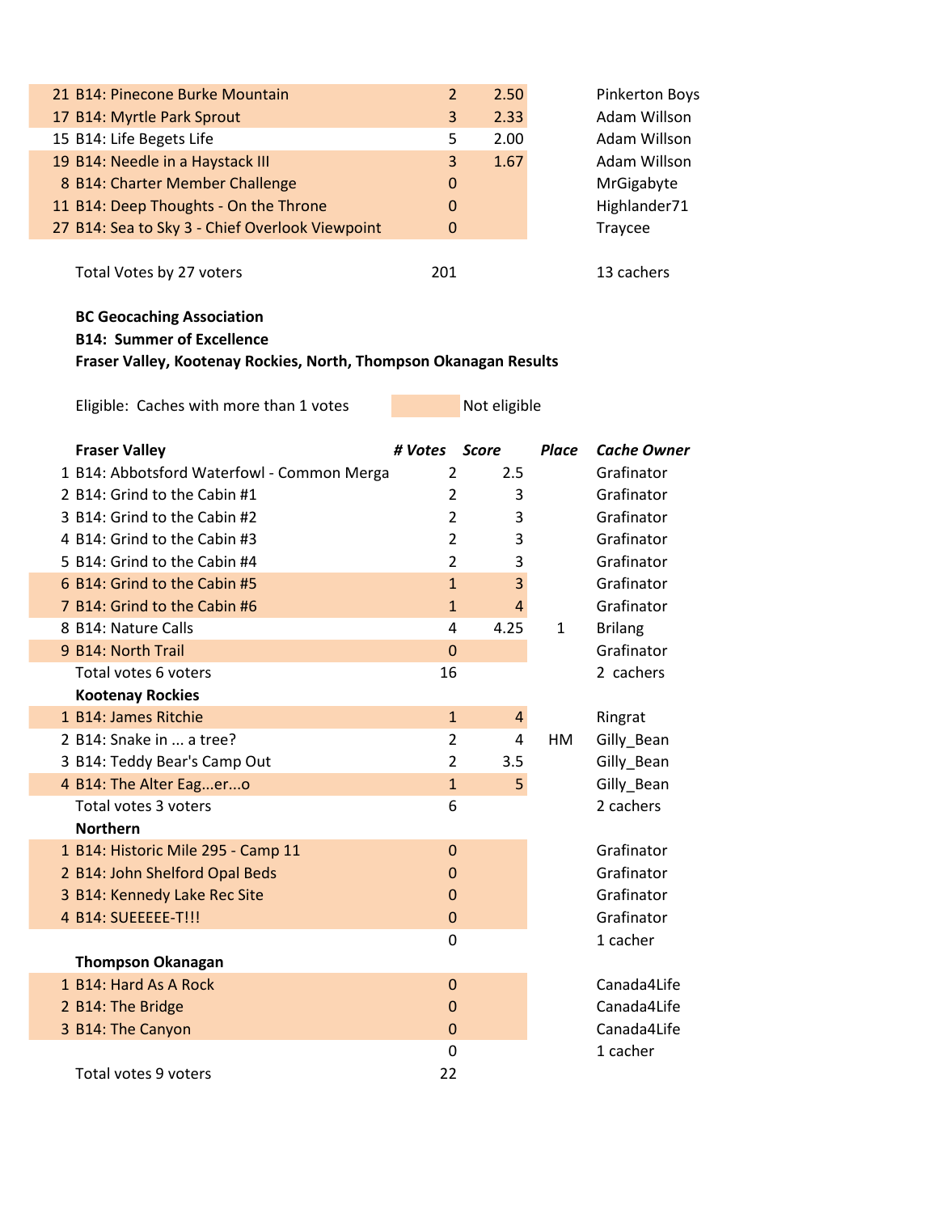| | | | | | |
|---|---|---|---|---|---|
| 21 | B14: Pinecone Burke Mountain | 2 | 2.50 | | Pinkerton Boys |
| 17 | B14: Myrtle Park Sprout | 3 | 2.33 | | Adam Willson |
| 15 | B14: Life Begets Life | 5 | 2.00 | | Adam Willson |
| 19 | B14: Needle in a Haystack III | 3 | 1.67 | | Adam Willson |
| 8 | B14: Charter Member Challenge | 0 | | | MrGigabyte |
| 11 | B14: Deep Thoughts - On the Throne | 0 | | | Highlander71 |
| 27 | B14: Sea to Sky 3 - Chief Overlook Viewpoint | 0 | | | Traycee |
| | Total Votes by 27 voters | 201 | | | 13 cachers |

**BC Geocaching Association**

**B14: Summer of Excellence**

**Fraser Valley, Kootenay Rockies, North, Thompson Okanagan Results**

Eligible: Caches with more than 1 votes — Not eligible

| | **Fraser Valley** | ***# Votes*** | ***Score*** | ***Place*** | ***Cache Owner*** |
|---|---|---|---|---|---|
| 1 | B14: Abbotsford Waterfowl - Common Merga | 2 | 2.5 | | Grafinator |
| 2 | B14: Grind to the Cabin #1 | 2 | 3 | | Grafinator |
| 3 | B14: Grind to the Cabin #2 | 2 | 3 | | Grafinator |
| 4 | B14: Grind to the Cabin #3 | 2 | 3 | | Grafinator |
| 5 | B14: Grind to the Cabin #4 | 2 | 3 | | Grafinator |
| 6 | B14: Grind to the Cabin #5 | 1 | 3 | | Grafinator |
| 7 | B14: Grind to the Cabin #6 | 1 | 4 | | Grafinator |
| 8 | B14: Nature Calls | 4 | 4.25 | 1 | Brilang |
| 9 | B14: North Trail | 0 | | | Grafinator |
| | Total votes 6 voters | 16 | | | 2 cachers |
| | **Kootenay Rockies** | | | | |
| 1 | B14: James Ritchie | 1 | 4 | | Ringrat |
| 2 | B14: Snake in ... a tree? | 2 | 4 | HM | Gilly_Bean |
| 3 | B14: Teddy Bear's Camp Out | 2 | 3.5 | | Gilly_Bean |
| 4 | B14: The Alter Eag...er...o | 1 | 5 | | Gilly_Bean |
| | Total votes 3 voters | 6 | | | 2 cachers |
| | **Northern** | | | | |
| 1 | B14: Historic Mile 295 - Camp 11 | 0 | | | Grafinator |
| 2 | B14: John Shelford Opal Beds | 0 | | | Grafinator |
| 3 | B14: Kennedy Lake Rec Site | 0 | | | Grafinator |
| 4 | B14: SUEEEEE-T!!! | 0 | | | Grafinator |
| | | 0 | | | 1 cacher |
| | **Thompson Okanagan** | | | | |
| 1 | B14: Hard As A Rock | 0 | | | Canada4Life |
| 2 | B14: The Bridge | 0 | | | Canada4Life |
| 3 | B14: The Canyon | 0 | | | Canada4Life |
| | | 0 | | | 1 cacher |
| | Total votes 9 voters | 22 | | | |